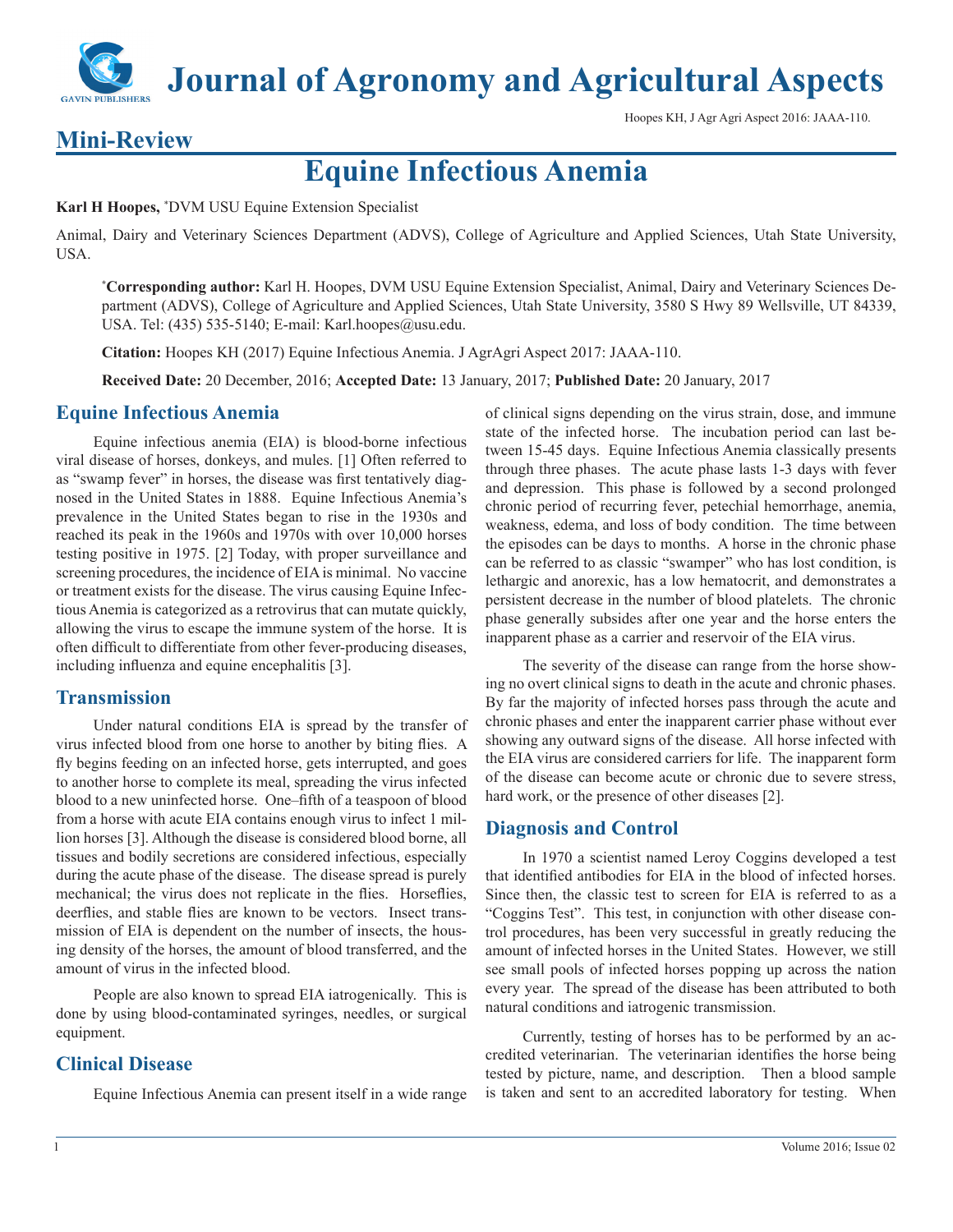# Journal of Agronomy and Agricultural Aspects

## Mini-Review

# Equine Infectious Anemia

**Karl H Hoopes,** *DVM USU Equine Extension Specialist

Animal, Dairy and Veterinary Sciences Department (ADVS), College of Agriculture and Applied Sciences, Utah State University, USA.

***Corresponding author:** Karl H. Hoopes, DVM USU Equine Extension Specialist, Animal, Dairy and Veterinary Sciences Department (ADVS), College of Agriculture and Applied Sciences, Utah State University, 3580 S Hwy 89 Wellsville, UT 84339, USA. Tel: (435) 535-5140; E-mail: Karl.hoopes@usu.edu.

**Citation:** Hoopes KH (2017) Equine Infectious Anemia. J AgrAgri Aspect 2017: JAAA-110.

**Received Date:** 20 December, 2016; **Accepted Date:** 13 January, 2017; **Published Date:** 20 January, 2017

## Equine Infectious Anemia

Equine infectious anemia (EIA) is blood-borne infectious viral disease of horses, donkeys, and mules. [1] Often referred to as "swamp fever" in horses, the disease was first tentatively diagnosed in the United States in 1888. Equine Infectious Anemia's prevalence in the United States began to rise in the 1930s and reached its peak in the 1960s and 1970s with over 10,000 horses testing positive in 1975. [2] Today, with proper surveillance and screening procedures, the incidence of EIA is minimal. No vaccine or treatment exists for the disease. The virus causing Equine Infectious Anemia is categorized as a retrovirus that can mutate quickly, allowing the virus to escape the immune system of the horse. It is often difficult to differentiate from other fever-producing diseases, including influenza and equine encephalitis [3].

## Transmission

Under natural conditions EIA is spread by the transfer of virus infected blood from one horse to another by biting flies. A fly begins feeding on an infected horse, gets interrupted, and goes to another horse to complete its meal, spreading the virus infected blood to a new uninfected horse. One–fifth of a teaspoon of blood from a horse with acute EIA contains enough virus to infect 1 million horses [3]. Although the disease is considered blood borne, all tissues and bodily secretions are considered infectious, especially during the acute phase of the disease. The disease spread is purely mechanical; the virus does not replicate in the flies. Horseflies, deerflies, and stable flies are known to be vectors. Insect transmission of EIA is dependent on the number of insects, the housing density of the horses, the amount of blood transferred, and the amount of virus in the infected blood.

People are also known to spread EIA iatrogenically. This is done by using blood-contaminated syringes, needles, or surgical equipment.

## Clinical Disease

Equine Infectious Anemia can present itself in a wide range of clinical signs depending on the virus strain, dose, and immune state of the infected horse. The incubation period can last between 15-45 days. Equine Infectious Anemia classically presents through three phases. The acute phase lasts 1-3 days with fever and depression. This phase is followed by a second prolonged chronic period of recurring fever, petechial hemorrhage, anemia, weakness, edema, and loss of body condition. The time between the episodes can be days to months. A horse in the chronic phase can be referred to as classic "swamper" who has lost condition, is lethargic and anorexic, has a low hematocrit, and demonstrates a persistent decrease in the number of blood platelets. The chronic phase generally subsides after one year and the horse enters the inapparent phase as a carrier and reservoir of the EIA virus.

The severity of the disease can range from the horse showing no overt clinical signs to death in the acute and chronic phases. By far the majority of infected horses pass through the acute and chronic phases and enter the inapparent carrier phase without ever showing any outward signs of the disease. All horse infected with the EIA virus are considered carriers for life. The inapparent form of the disease can become acute or chronic due to severe stress, hard work, or the presence of other diseases [2].

## Diagnosis and Control

In 1970 a scientist named Leroy Coggins developed a test that identified antibodies for EIA in the blood of infected horses. Since then, the classic test to screen for EIA is referred to as a "Coggins Test". This test, in conjunction with other disease control procedures, has been very successful in greatly reducing the amount of infected horses in the United States. However, we still see small pools of infected horses popping up across the nation every year. The spread of the disease has been attributed to both natural conditions and iatrogenic transmission.

Currently, testing of horses has to be performed by an accredited veterinarian. The veterinarian identifies the horse being tested by picture, name, and description. Then a blood sample is taken and sent to an accredited laboratory for testing. When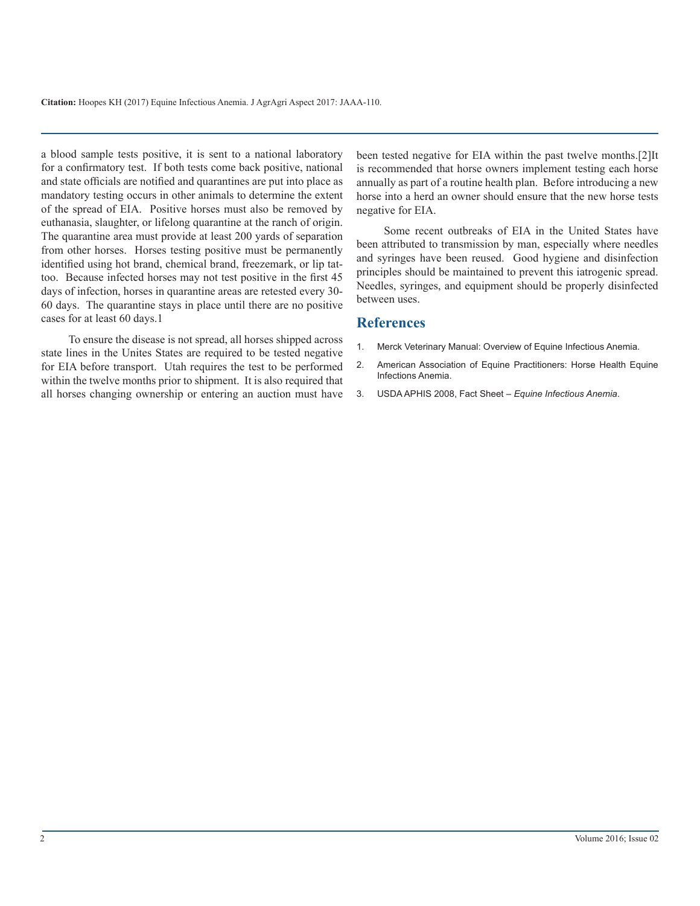a blood sample tests positive, it is sent to a national laboratory for a confirmatory test. If both tests come back positive, national and state officials are notified and quarantines are put into place as mandatory testing occurs in other animals to determine the extent of the spread of EIA. Positive horses must also be removed by euthanasia, slaughter, or lifelong quarantine at the ranch of origin. The quarantine area must provide at least 200 yards of separation from other horses. Horses testing positive must be permanently identified using hot brand, chemical brand, freezemark, or lip tattoo. Because infected horses may not test positive in the first 45 days of infection, horses in quarantine areas are retested every 30-60 days. The quarantine stays in place until there are no positive cases for at least 60 days.1

To ensure the disease is not spread, all horses shipped across state lines in the Unites States are required to be tested negative for EIA before transport. Utah requires the test to be performed within the twelve months prior to shipment. It is also required that all horses changing ownership or entering an auction must have been tested negative for EIA within the past twelve months.[2]It is recommended that horse owners implement testing each horse annually as part of a routine health plan. Before introducing a new horse into a herd an owner should ensure that the new horse tests negative for EIA.

Some recent outbreaks of EIA in the United States have been attributed to transmission by man, especially where needles and syringes have been reused. Good hygiene and disinfection principles should be maintained to prevent this iatrogenic spread. Needles, syringes, and equipment should be properly disinfected between uses.

## References

1. Merck Veterinary Manual: Overview of Equine Infectious Anemia.
2. American Association of Equine Practitioners: Horse Health Equine Infections Anemia.
3. USDA APHIS 2008, Fact Sheet – *Equine Infectious Anemia*.